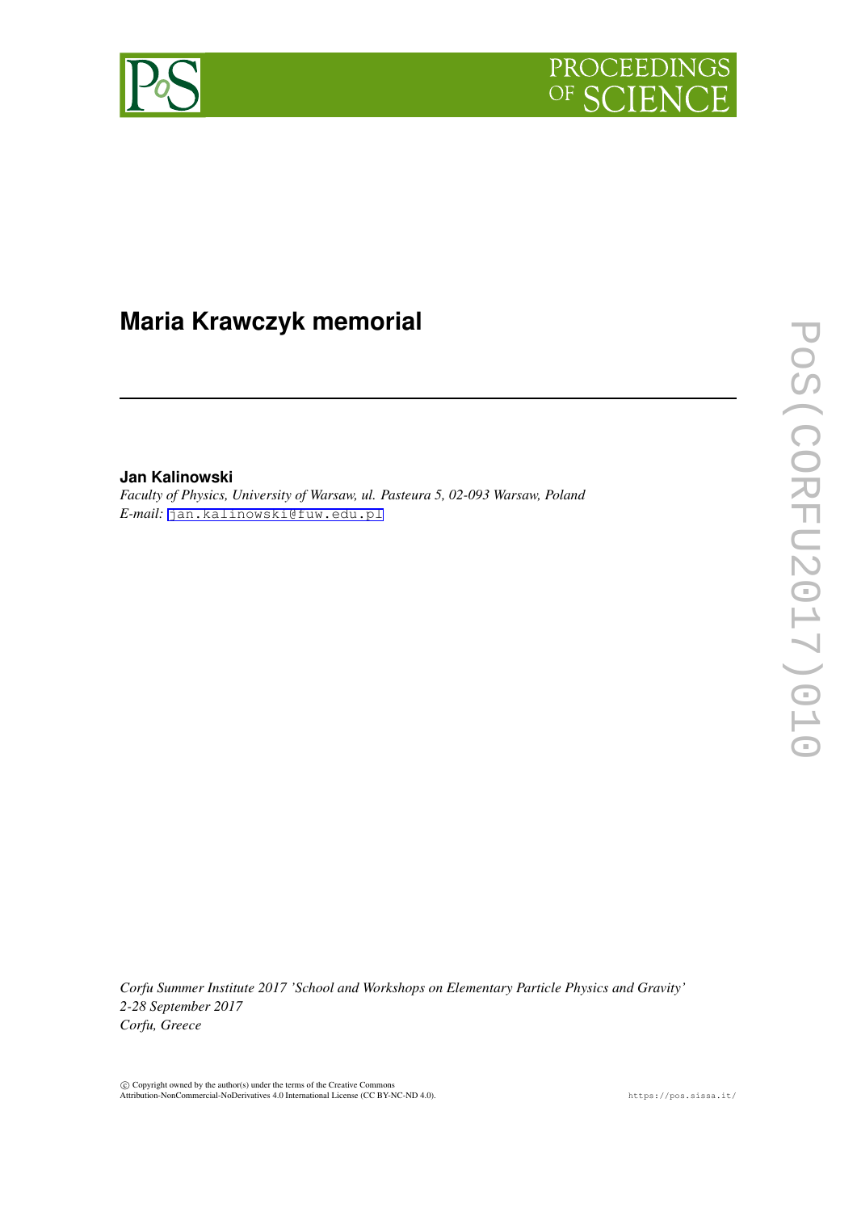# Maria Krawczyk memorial

**Jan Kalinowski**

*Faculty of Physics, University of Warsaw, ul. Pasteura 5, 02-093 Warsaw, Poland*

*E-mail:* jan.kalinowski@fuw.edu.pl

*Corfu Summer Institute 2017 'School and Workshops on Elementary Particle Physics and Gravity'*
*2-28 September 2017*
*Corfu, Greece*

© Copyright owned by the author(s) under the terms of the Creative Commons Attribution-NonCommercial-NoDerivatives 4.0 International License (CC BY-NC-ND 4.0).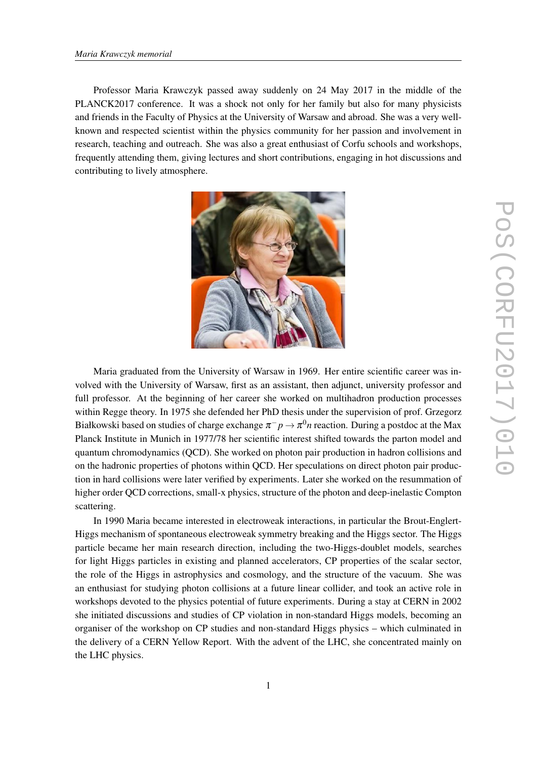Professor Maria Krawczyk passed away suddenly on 24 May 2017 in the middle of the PLANCK2017 conference. It was a shock not only for her family but also for many physicists and friends in the Faculty of Physics at the University of Warsaw and abroad. She was a very well-known and respected scientist within the physics community for her passion and involvement in research, teaching and outreach. She was also a great enthusiast of Corfu schools and workshops, frequently attending them, giving lectures and short contributions, engaging in hot discussions and contributing to lively atmosphere.

Maria graduated from the University of Warsaw in 1969. Her entire scientific career was involved with the University of Warsaw, first as an assistant, then adjunct, university professor and full professor. At the beginning of her career she worked on multihadron production processes within Regge theory. In 1975 she defended her PhD thesis under the supervision of prof. Grzegorz Białkowski based on studies of charge exchange $\pi^- p \to \pi^0 n$ reaction. During a postdoc at the Max Planck Institute in Munich in 1977/78 her scientific interest shifted towards the parton model and quantum chromodynamics (QCD). She worked on photon pair production in hadron collisions and on the hadronic properties of photons within QCD. Her speculations on direct photon pair production in hard collisions were later verified by experiments. Later she worked on the resummation of higher order QCD corrections, small-x physics, structure of the photon and deep-inelastic Compton scattering.

In 1990 Maria became interested in electroweak interactions, in particular the Brout-Englert-Higgs mechanism of spontaneous electroweak symmetry breaking and the Higgs sector. The Higgs particle became her main research direction, including the two-Higgs-doublet models, searches for light Higgs particles in existing and planned accelerators, CP properties of the scalar sector, the role of the Higgs in astrophysics and cosmology, and the structure of the vacuum. She was an enthusiast for studying photon collisions at a future linear collider, and took an active role in workshops devoted to the physics potential of future experiments. During a stay at CERN in 2002 she initiated discussions and studies of CP violation in non-standard Higgs models, becoming an organiser of the workshop on CP studies and non-standard Higgs physics – which culminated in the delivery of a CERN Yellow Report. With the advent of the LHC, she concentrated mainly on the LHC physics.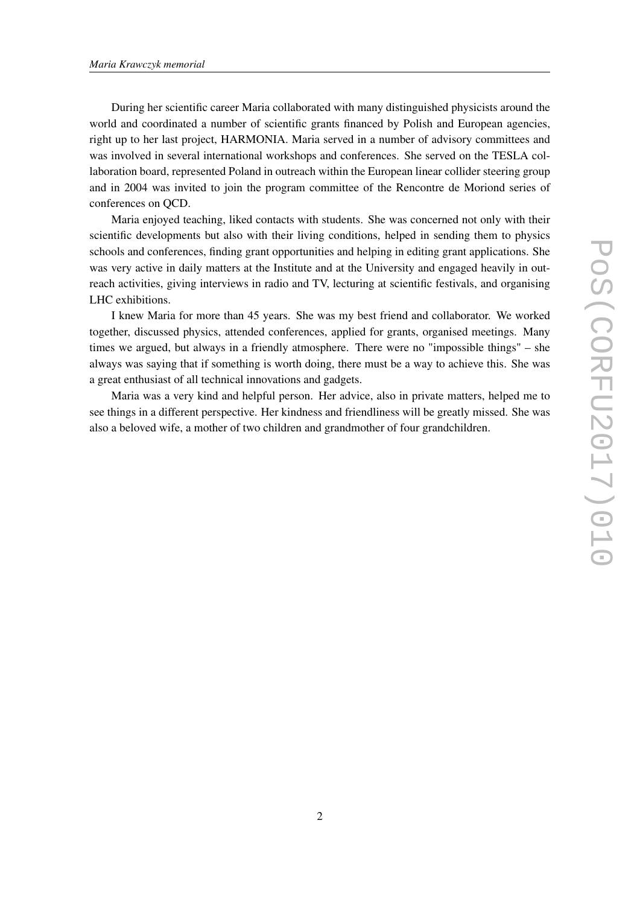During her scientific career Maria collaborated with many distinguished physicists around the world and coordinated a number of scientific grants financed by Polish and European agencies, right up to her last project, HARMONIA. Maria served in a number of advisory committees and was involved in several international workshops and conferences. She served on the TESLA collaboration board, represented Poland in outreach within the European linear collider steering group and in 2004 was invited to join the program committee of the Rencontre de Moriond series of conferences on QCD.

Maria enjoyed teaching, liked contacts with students. She was concerned not only with their scientific developments but also with their living conditions, helped in sending them to physics schools and conferences, finding grant opportunities and helping in editing grant applications. She was very active in daily matters at the Institute and at the University and engaged heavily in outreach activities, giving interviews in radio and TV, lecturing at scientific festivals, and organising LHC exhibitions.

I knew Maria for more than 45 years. She was my best friend and collaborator. We worked together, discussed physics, attended conferences, applied for grants, organised meetings. Many times we argued, but always in a friendly atmosphere. There were no "impossible things" – she always was saying that if something is worth doing, there must be a way to achieve this. She was a great enthusiast of all technical innovations and gadgets.

Maria was a very kind and helpful person. Her advice, also in private matters, helped me to see things in a different perspective. Her kindness and friendliness will be greatly missed. She was also a beloved wife, a mother of two children and grandmother of four grandchildren.